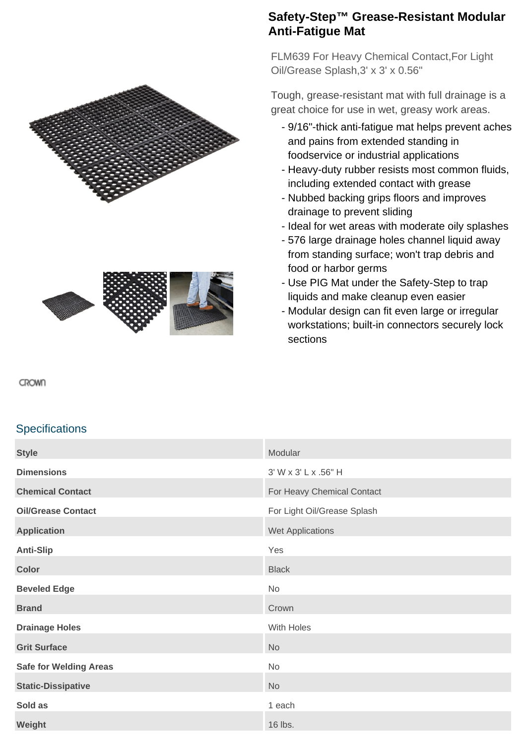# Safety-Step™ Grease-Resistant Modular Anti-Fatigue Mat

FLM639 For Heavy Chemical Contact,For Light Oil/Grease Splash,3' x 3' x 0.56"

Tough, grease-resistant mat with full drainage is a great choice for use in wet, greasy work areas.

- 9/16"-thick anti-fatigue mat helps prevent aches and pains from extended standing in foodservice or industrial applications
- Heavy-duty rubber resists most common fluids, including extended contact with grease
- Nubbed backing grips floors and improves drainage to prevent sliding
- Ideal for wet areas with moderate oily splashes
- 576 large drainage holes channel liquid away from standing surface; won't trap debris and food or harbor germs
- Use PIG Mat under the Safety-Step to trap liquids and make cleanup even easier
- Modular design can fit even large or irregular workstations; built-in connectors securely lock sections

CROWN

## Specifications

| | |
|---|---|
| **Style** | Modular |
| **Dimensions** | 3' W x 3' L x .56" H |
| **Chemical Contact** | For Heavy Chemical Contact |
| **Oil/Grease Contact** | For Light Oil/Grease Splash |
| **Application** | Wet Applications |
| **Anti-Slip** | Yes |
| **Color** | Black |
| **Beveled Edge** | No |
| **Brand** | Crown |
| **Drainage Holes** | With Holes |
| **Grit Surface** | No |
| **Safe for Welding Areas** | No |
| **Static-Dissipative** | No |
| **Sold as** | 1 each |
| **Weight** | 16 lbs. |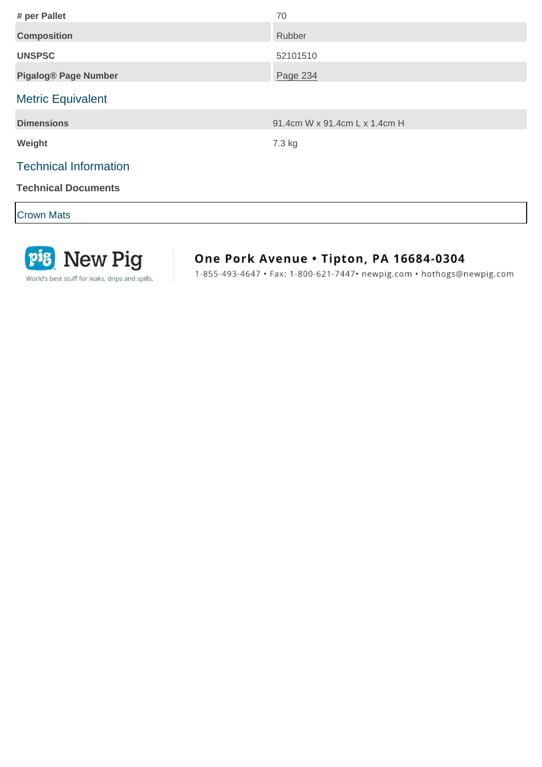| | |
|---|---|
| # per Pallet | 70 |
| Composition | Rubber |
| UNSPSC | 52101510 |
| Pigalog® Page Number | Page 234 |

## Metric Equivalent

| | |
|---|---|
| Dimensions | 91.4cm W x 91.4cm L x 1.4cm H |
| Weight | 7.3 kg |

## Technical Information

**Technical Documents**

Crown Mats

New Pig
World's best stuff for leaks, drips and spills.

**One Pork Avenue • Tipton, PA 16684-0304**
1-855-493-4647 • Fax: 1-800-621-7447• newpig.com • hothogs@newpig.com